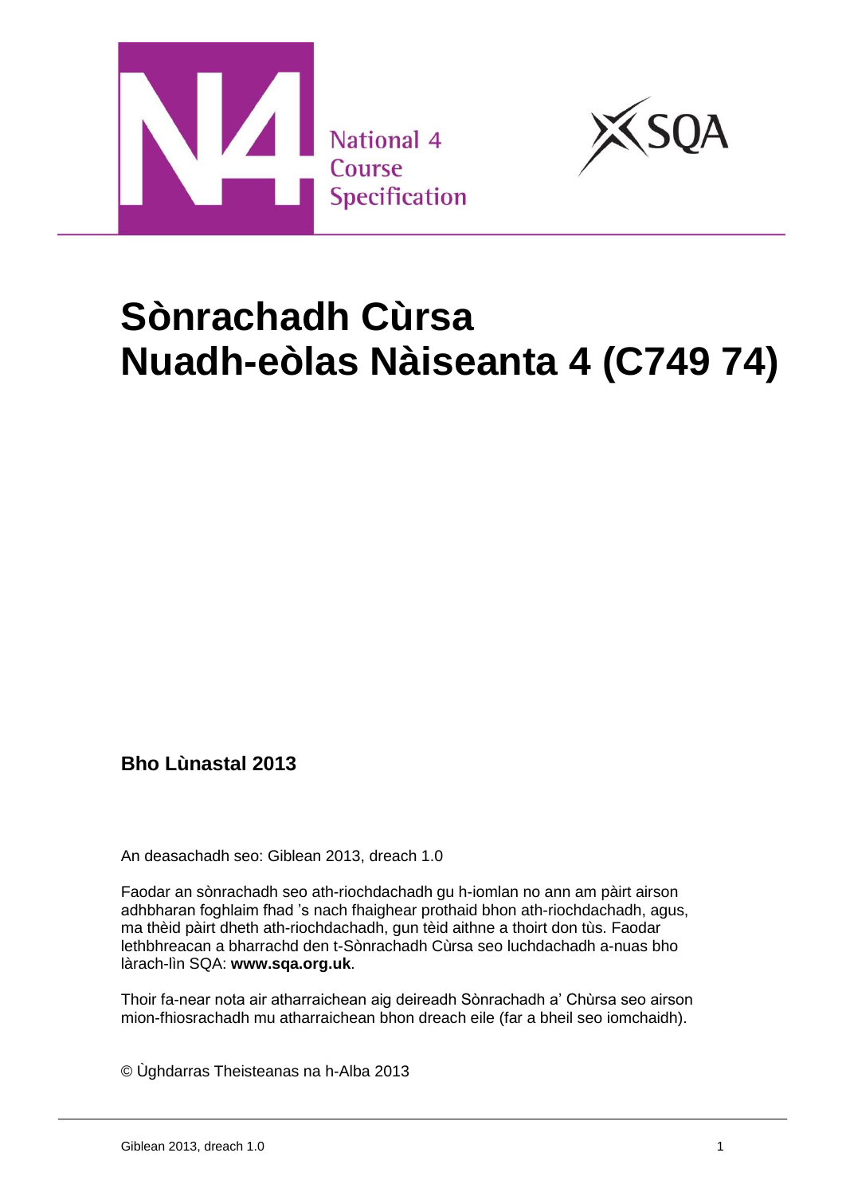National 4
Course
Specification

# Sònrachadh Cùrsa Nuadh-eòlas Nàiseanta 4 (C749 74)

**Bho Lùnastal 2013**

An deasachadh seo: Giblean 2013, dreach 1.0

Faodar an sònrachadh seo ath-riochdachadh gu h-iomlan no ann am pàirt airson adhbharan foghlaim fhad 's nach fhaighear prothaid bhon ath-riochdachadh, agus, ma thèid pàirt dheth ath-riochdachadh, gun tèid aithne a thoirt don tùs. Faodar lethbhreacan a bharrachd den t-Sònrachadh Cùrsa seo luchdachadh a-nuas bho làrach-lìn SQA: **www.sqa.org.uk**.

Thoir fa-near nota air atharraichean aig deireadh Sònrachadh a' Chùrsa seo airson mion-fhiosrachadh mu atharraichean bhon dreach eile (far a bheil seo iomchaidh).

© Ùghdarras Theisteanas na h-Alba 2013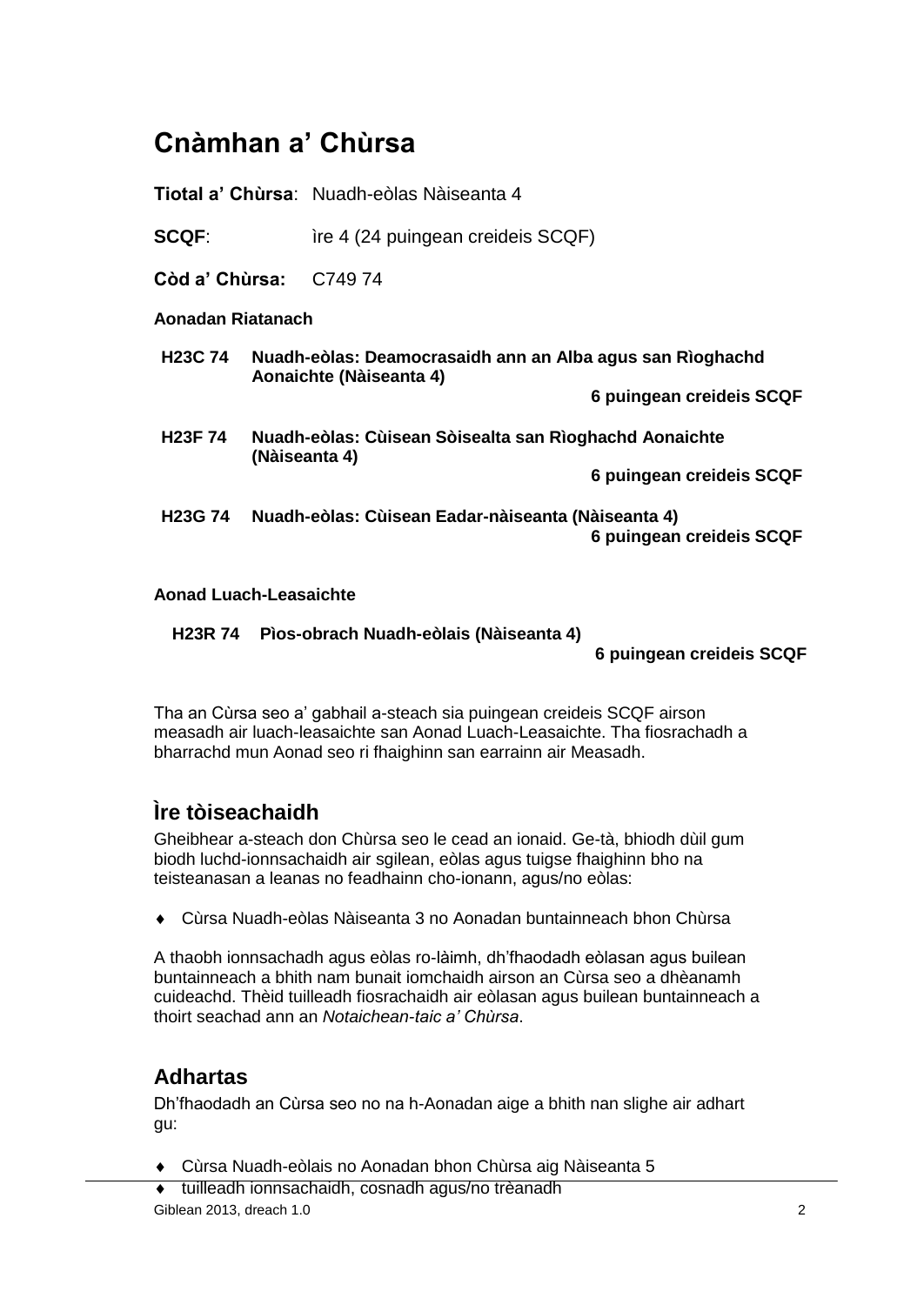# Cnàmhan a' Chùrsa

**Tiotal a' Chùrsa**: Nuadh-eòlas Nàiseanta 4

**SCQF**: ìre 4 (24 puingean creideis SCQF)

**Còd a' Chùrsa:** C749 74

**Aonadan Riatanach**

**H23C 74 Nuadh-eòlas: Deamocrasaidh ann an Alba agus san Rìoghachd Aonaichte (Nàiseanta 4)**
**6 puingean creideis SCQF**

**H23F 74 Nuadh-eòlas: Cùisean Sòisealta san Rìoghachd Aonaichte (Nàiseanta 4)**
**6 puingean creideis SCQF**

**H23G 74 Nuadh-eòlas: Cùisean Eadar-nàiseanta (Nàiseanta 4)**
**6 puingean creideis SCQF**

**Aonad Luach-Leasaichte**

**H23R 74 Pìos-obrach Nuadh-eòlais (Nàiseanta 4)**
**6 puingean creideis SCQF**

Tha an Cùrsa seo a' gabhail a-steach sia puingean creideis SCQF airson measadh air luach-leasaichte san Aonad Luach-Leasaichte. Tha fiosrachadh a bharrachd mun Aonad seo ri fhaighinn san earrainn air Measadh.

## Ìre tòiseachaidh

Gheibhear a-steach don Chùrsa seo le cead an ionaid. Ge-tà, bhiodh dùil gum biodh luchd-ionnsachaidh air sgilean, eòlas agus tuigse fhaighinn bho na teisteanasan a leanas no feadhainn cho-ionann, agus/no eòlas:

- Cùrsa Nuadh-eòlas Nàiseanta 3 no Aonadan buntainneach bhon Chùrsa

A thaobh ionnsachadh agus eòlas ro-làimh, dh'fhaodadh eòlasan agus builean buntainneach a bhith nam bunait iomchaidh airson an Cùrsa seo a dhèanamh cuideachd. Thèid tuilleadh fiosrachaidh air eòlasan agus builean buntainneach a thoirt seachad ann an *Notaichean-taic a' Chùrsa*.

## Adhartas

Dh'fhaodadh an Cùrsa seo no na h-Aonadan aige a bhith nan slighe air adhart gu:

- Cùrsa Nuadh-eòlais no Aonadan bhon Chùrsa aig Nàiseanta 5
- tuilleadh ionnsachaidh, cosnadh agus/no trèanadh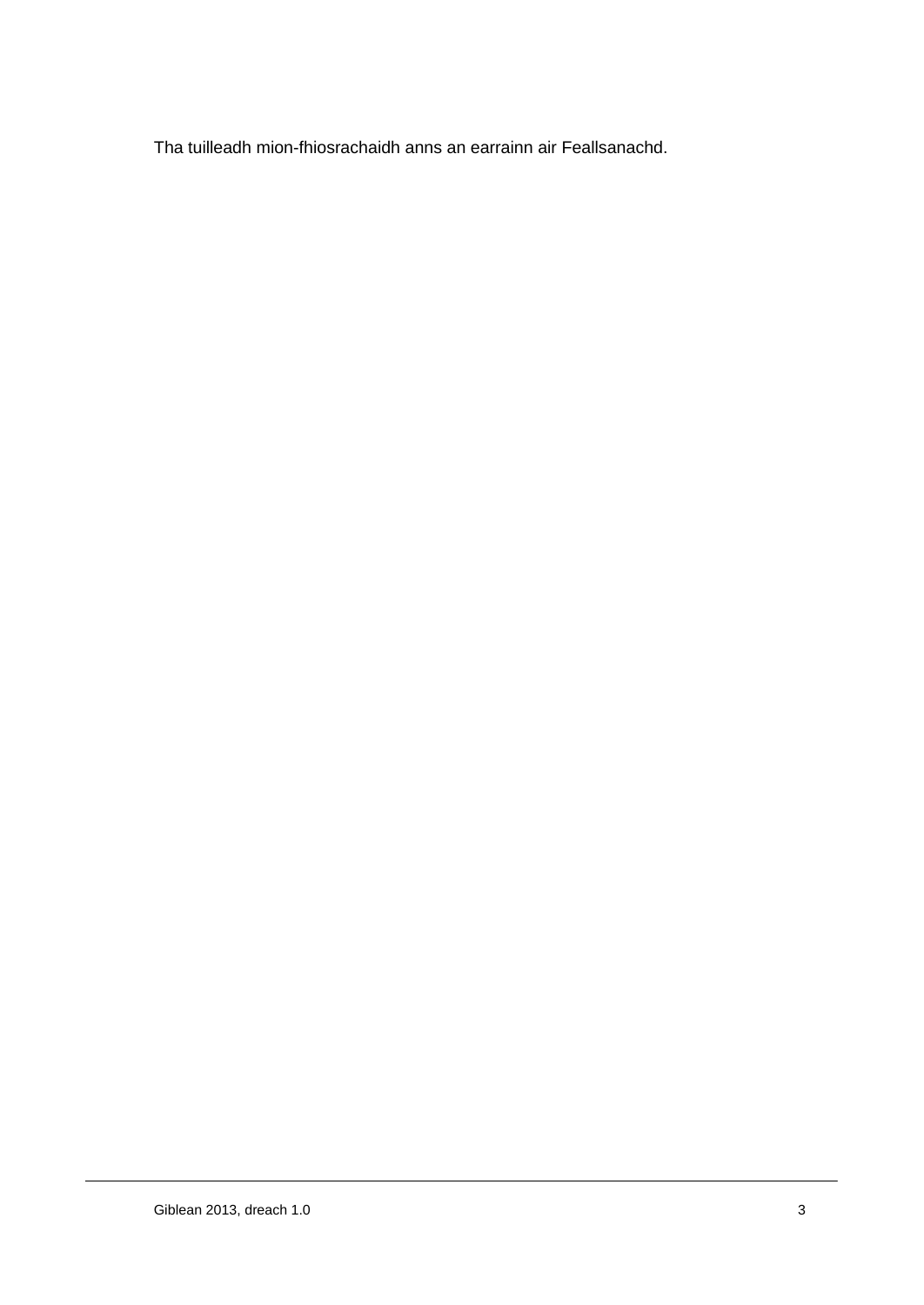Tha tuilleadh mion-fhiosrachaidh anns an earrainn air Feallsanachd.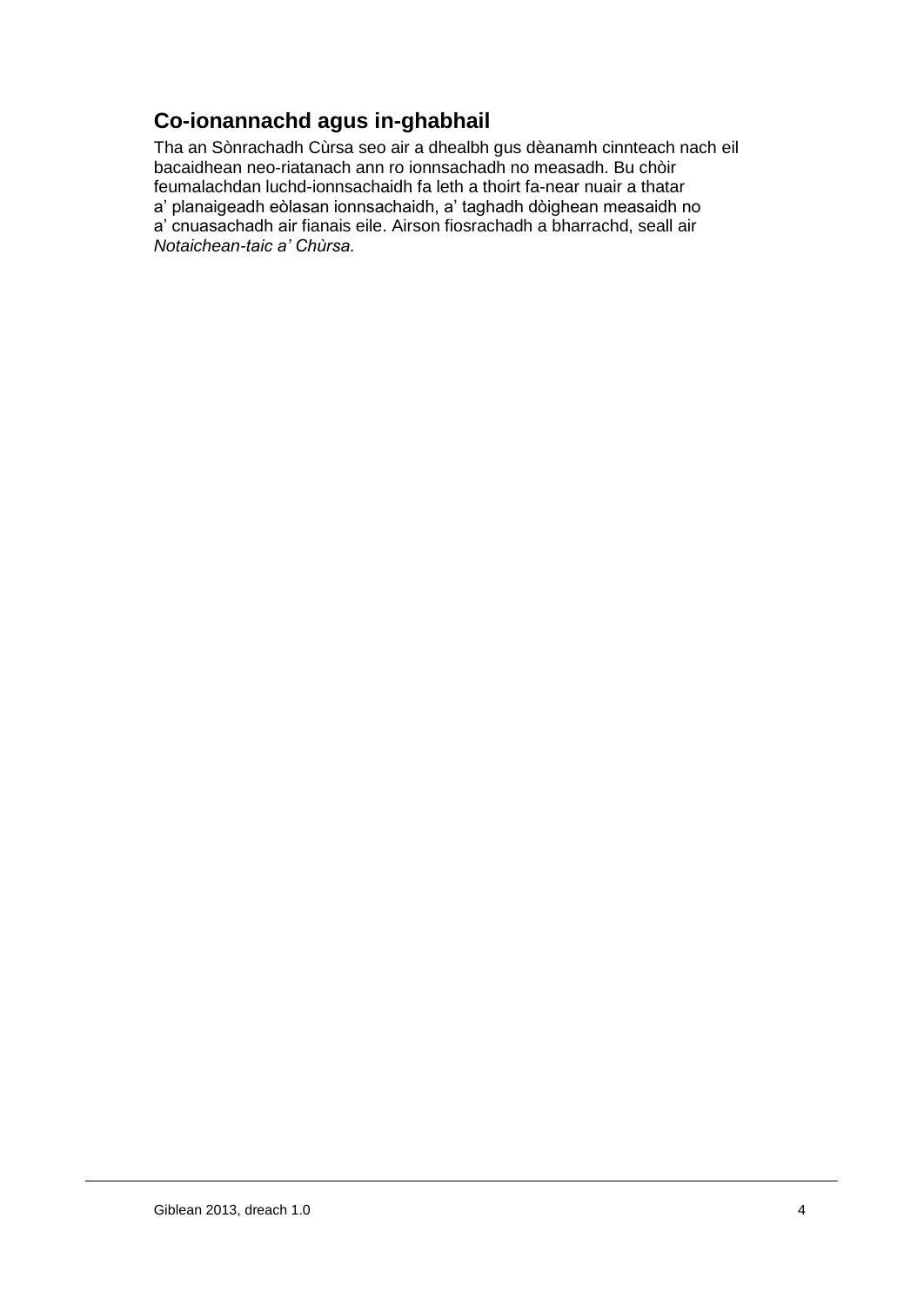## Co-ionannachd agus in-ghabhail

Tha an Sònrachadh Cùrsa seo air a dhealbh gus dèanamh cinnteach nach eil bacaidhean neo-riatanach ann ro ionnsachadh no measadh. Bu chòir feumalachdan luchd-ionnsachaidh fa leth a thoirt fa-near nuair a thatar a' planaigeadh eòlasan ionnsachaidh, a' taghadh dòighean measaidh no a' cnuasachadh air fianais eile. Airson fiosrachadh a bharrachd, seall air *Notaichean-taic a' Chùrsa.*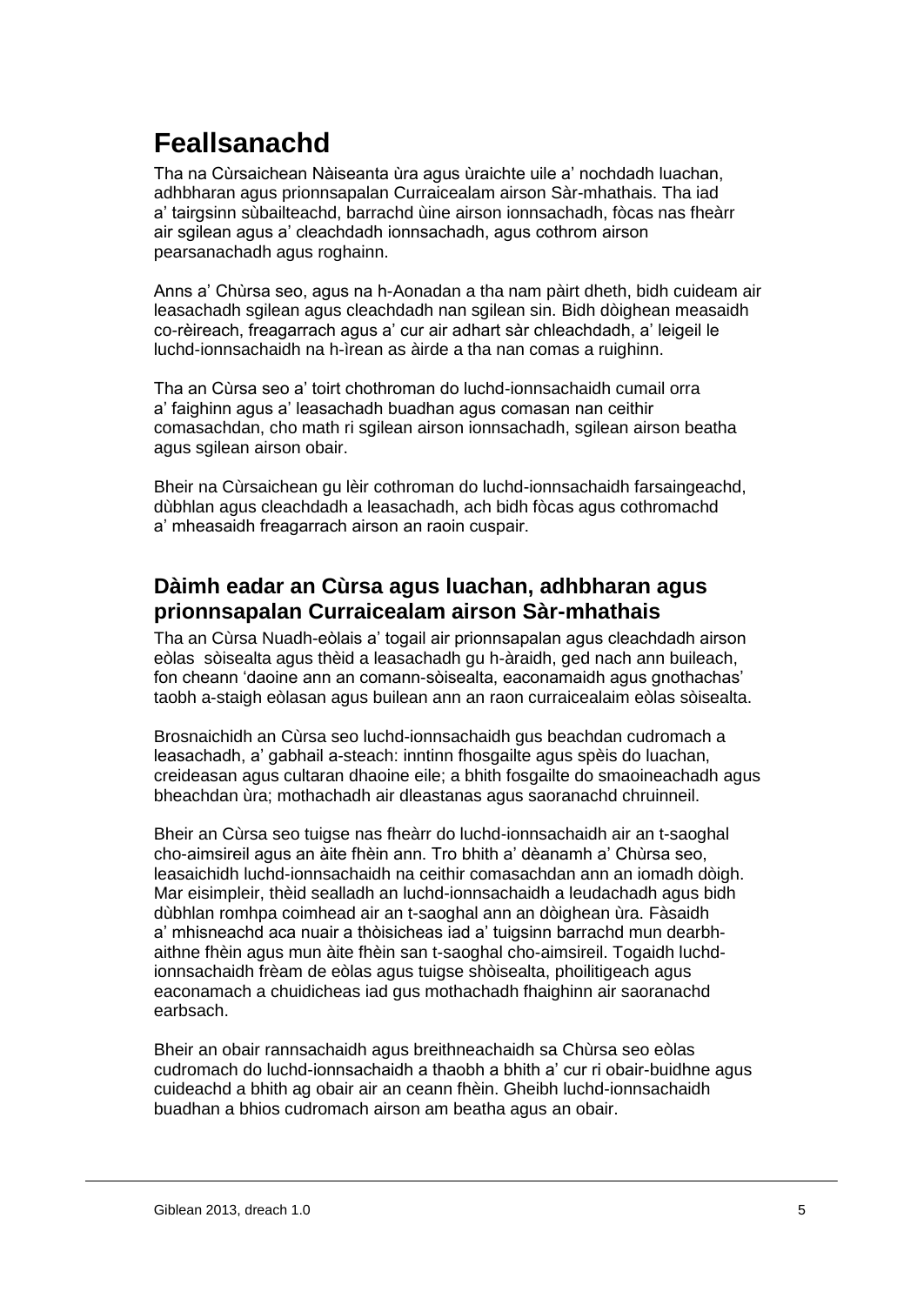# Feallsanachd

Tha na Cùrsaichean Nàiseanta ùra agus ùraichte uile a' nochdadh luachan, adhbharan agus prionnsapalan Curraicealam airson Sàr-mhathais. Tha iad a' tairgsinn sùbailteachd, barrachd ùine airson ionnsachadh, fòcas nas fheàrr air sgilean agus a' cleachdadh ionnsachadh, agus cothrom airson pearsanachadh agus roghainn.

Anns a' Chùrsa seo, agus na h-Aonadan a tha nam pàirt dheth, bidh cuideam air leasachadh sgilean agus cleachdadh nan sgilean sin. Bidh dòighean measaidh co-rèireach, freagarrach agus a' cur air adhart sàr chleachdadh, a' leigeil le luchd-ionnsachaidh na h-ìrean as àirde a tha nan comas a ruighinn.

Tha an Cùrsa seo a' toirt chothroman do luchd-ionnsachaidh cumail orra a' faighinn agus a' leasachadh buadhan agus comasan nan ceithir comasachdan, cho math ri sgilean airson ionnsachadh, sgilean airson beatha agus sgilean airson obair.

Bheir na Cùrsaichean gu lèir cothroman do luchd-ionnsachaidh farsaingeachd, dùbhlan agus cleachdadh a leasachadh, ach bidh fòcas agus cothromachd a' mheasaidh freagarrach airson an raoin cuspair.

## Dàimh eadar an Cùrsa agus luachan, adhbharan agus prionnsapalan Curraicealam airson Sàr-mhathais

Tha an Cùrsa Nuadh-eòlais a' togail air prionnsapalan agus cleachdadh airson eòlas sòisealta agus thèid a leasachadh gu h-àraidh, ged nach ann buileach, fon cheann 'daoine ann an comann-sòisealta, eaconamaidh agus gnothachas' taobh a-staigh eòlasan agus builean ann an raon curraicealaim eòlas sòisealta.

Brosnaichidh an Cùrsa seo luchd-ionnsachaidh gus beachdan cudromach a leasachadh, a' gabhail a-steach: inntinn fhosgailte agus spèis do luachan, creideasan agus cultaran dhaoine eile; a bhith fosgailte do smaoineachadh agus bheachdan ùra; mothachadh air dleastanas agus saoranachd chruinneil.

Bheir an Cùrsa seo tuigse nas fheàrr do luchd-ionnsachaidh air an t-saoghal cho-aimsireil agus an àite fhèin ann. Tro bhith a' dèanamh a' Chùrsa seo, leasaichidh luchd-ionnsachaidh na ceithir comasachdan ann an iomadh dòigh. Mar eisimpleir, thèid sealladh an luchd-ionnsachaidh a leudachadh agus bidh dùbhlan romhpa coimhead air an t-saoghal ann an dòighean ùra. Fàsaidh a' mhisneachd aca nuair a thòisicheas iad a' tuigsinn barrachd mun dearbh-aithne fhèin agus mun àite fhèin san t-saoghal cho-aimsireil. Togaidh luchd-ionnsachaidh frèam de eòlas agus tuigse shòisealta, phoilitigeach agus eaconamach a chuidicheas iad gus mothachadh fhaighinn air saoranachd earbsach.

Bheir an obair rannsachaidh agus breithneachaidh sa Chùrsa seo eòlas cudromach do luchd-ionnsachaidh a thaobh a bhith a' cur ri obair-buidhne agus cuideachd a bhith ag obair air an ceann fhèin. Gheibh luchd-ionnsachaidh buadhan a bhios cudromach airson am beatha agus an obair.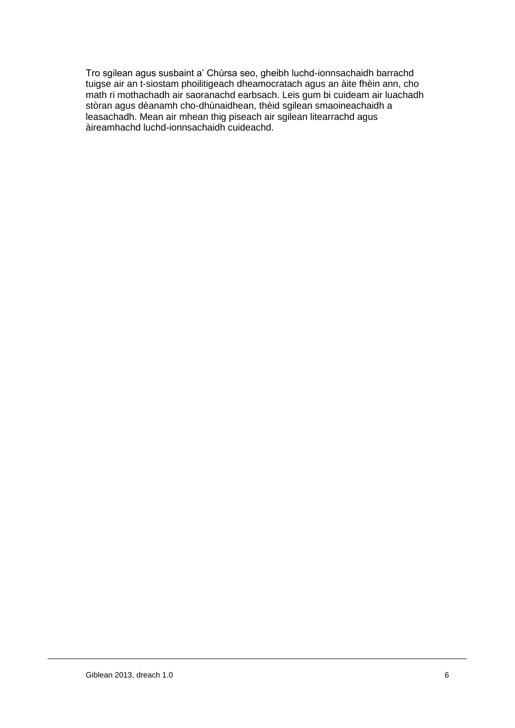Tro sgilean agus susbaint a' Chùrsa seo, gheibh luchd-ionnsachaidh barrachd tuigse air an t-siostam phoilitigeach dheamocratach agus an àite fhèin ann, cho math ri mothachadh air saoranachd earbsach. Leis gum bi cuideam air luachadh stòran agus dèanamh cho-dhùnaidhean, thèid sgilean smaoineachaidh a leasachadh. Mean air mhean thig piseach air sgilean litearrachd agus àireamhachd luchd-ionnsachaidh cuideachd.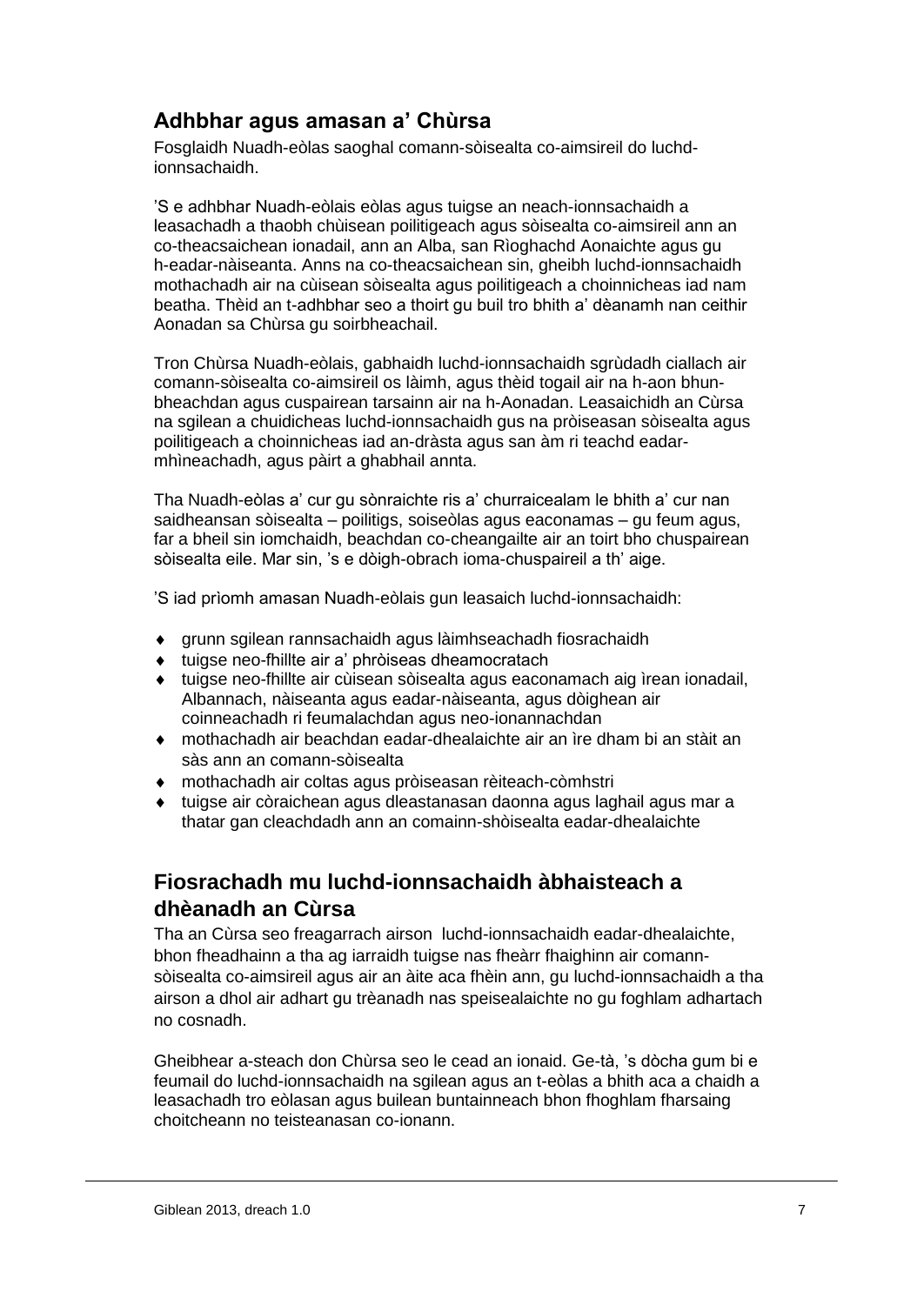## Adhbhar agus amasan a' Chùrsa

Fosglaidh Nuadh-eòlas saoghal comann-sòisealta co-aimsireil do luchd-ionnsachaidh.

'S e adhbhar Nuadh-eòlais eòlas agus tuigse an neach-ionnsachaidh a leasachadh a thaobh chùisean poilitigeach agus sòisealta co-aimsireil ann an co-theacsaichean ionadail, ann an Alba, san Rìoghachd Aonaichte agus gu h-eadar-nàiseanta. Anns na co-theacsaichean sin, gheibh luchd-ionnsachaidh mothachadh air na cùisean sòisealta agus poilitigeach a choinnicheas iad nam beatha. Thèid an t-adhbhar seo a thoirt gu buil tro bhith a' dèanamh nan ceithir Aonadan sa Chùrsa gu soirbheachail.

Tron Chùrsa Nuadh-eòlais, gabhaidh luchd-ionnsachaidh sgrùdadh ciallach air comann-sòisealta co-aimsireil os làimh, agus thèid togail air na h-aon bhun-bheachdan agus cuspairean tarsainn air na h-Aonadan. Leasaichidh an Cùrsa na sgilean a chuidicheas luchd-ionnsachaidh gus na pròiseasan sòisealta agus poilitigeach a choinnicheas iad an-dràsta agus san àm ri teachd eadar-mhìneachadh, agus pàirt a ghabhail annta.

Tha Nuadh-eòlas a' cur gu sònraichte ris a' churraicealam le bhith a' cur nan saidheansan sòisealta – poilitigs, soiseòlas agus eaconamas – gu feum agus, far a bheil sin iomchaidh, beachdan co-cheangailte air an toirt bho chuspairean sòisealta eile. Mar sin, 's e dòigh-obrach ioma-chuspaireil a th' aige.

'S iad prìomh amasan Nuadh-eòlais gun leasaich luchd-ionnsachaidh:

- grunn sgilean rannsachaidh agus làimhseachadh fiosrachaidh
- tuigse neo-fhillte air a' phròiseas dheamocratach
- tuigse neo-fhillte air cùisean sòisealta agus eaconamach aig ìrean ionadail, Albannach, nàiseanta agus eadar-nàiseanta, agus dòighean air coinneachadh ri feumalachdan agus neo-ionannachdan
- mothachadh air beachdan eadar-dhealaichte air an ìre dham bi an stàit an sàs ann an comann-sòisealta
- mothachadh air coltas agus pròiseasan rèiteach-còmhstri
- tuigse air còraichean agus dleastanasan daonna agus laghail agus mar a thatar gan cleachdadh ann an comainn-shòisealta eadar-dhealaichte

## Fiosrachadh mu luchd-ionnsachaidh àbhaisteach a dhèanadh an Cùrsa

Tha an Cùrsa seo freagarrach airson luchd-ionnsachaidh eadar-dhealaichte, bhon fheadhainn a tha ag iarraidh tuigse nas fheàrr fhaighinn air comann-sòisealta co-aimsireil agus air an àite aca fhèin ann, gu luchd-ionnsachaidh a tha airson a dhol air adhart gu trèanadh nas speisealaichte no gu foghlam adhartach no cosnadh.

Gheibhear a-steach don Chùrsa seo le cead an ionaid. Ge-tà, 's dòcha gum bi e feumail do luchd-ionnsachaidh na sgilean agus an t-eòlas a bhith aca a chaidh a leasachadh tro eòlasan agus builean buntainneach bhon fhoghlam fharsaing choitcheann no teisteanasan co-ionann.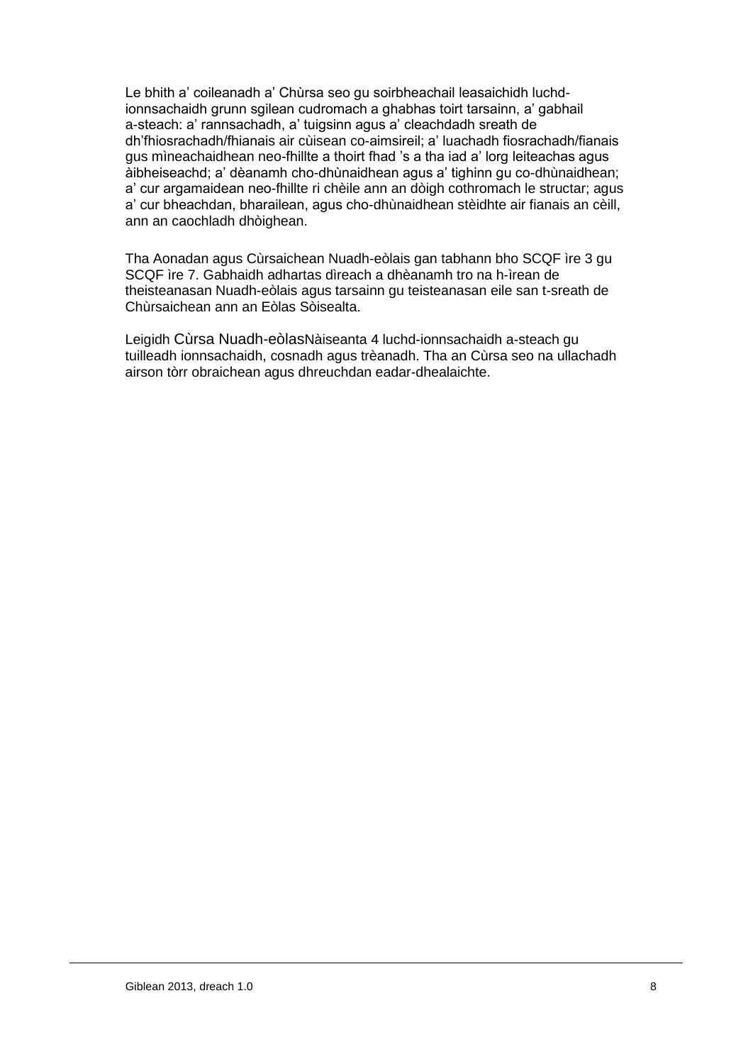Le bhith a' coileanadh a' Chùrsa seo gu soirbheachail leasaichidh luchd-ionnsachaidh grunn sgilean cudromach a ghabhas toirt tarsainn, a' gabhail a-steach: a' rannsachadh, a' tuigsinn agus a' cleachdadh sreath de dh'fhiosrachadh/fhianais air cùisean co-aimsireil; a' luachadh fiosrachadh/fianais gus mìneachaidhean neo-fhillte a thoirt fhad 's a tha iad a' lorg leiteachas agus àibheiseachd; a' dèanamh cho-dhùnaidhean agus a' tighinn gu co-dhùnaidhean; a' cur argamaidean neo-fhillte ri chèile ann an dòigh cothromach le structar; agus a' cur bheachdan, bharailean, agus cho-dhùnaidhean stèidhte air fianais an cèill, ann an caochladh dhòighean.

Tha Aonadan agus Cùrsaichean Nuadh-eòlais gan tabhann bho SCQF ìre 3 gu SCQF ìre 7. Gabhaidh adhartas dìreach a dhèanamh tro na h-ìrean de theisteanasan Nuadh-eòlais agus tarsainn gu teisteanasan eile san t-sreath de Chùrsaichean ann an Eòlas Sòisealta.

Leigidh Cùrsa Nuadh-eòlasNàiseanta 4 luchd-ionnsachaidh a-steach gu tuilleadh ionnsachaidh, cosnadh agus trèanadh. Tha an Cùrsa seo na ullachadh airson tòrr obraichean agus dhreuchdan eadar-dhealaichte.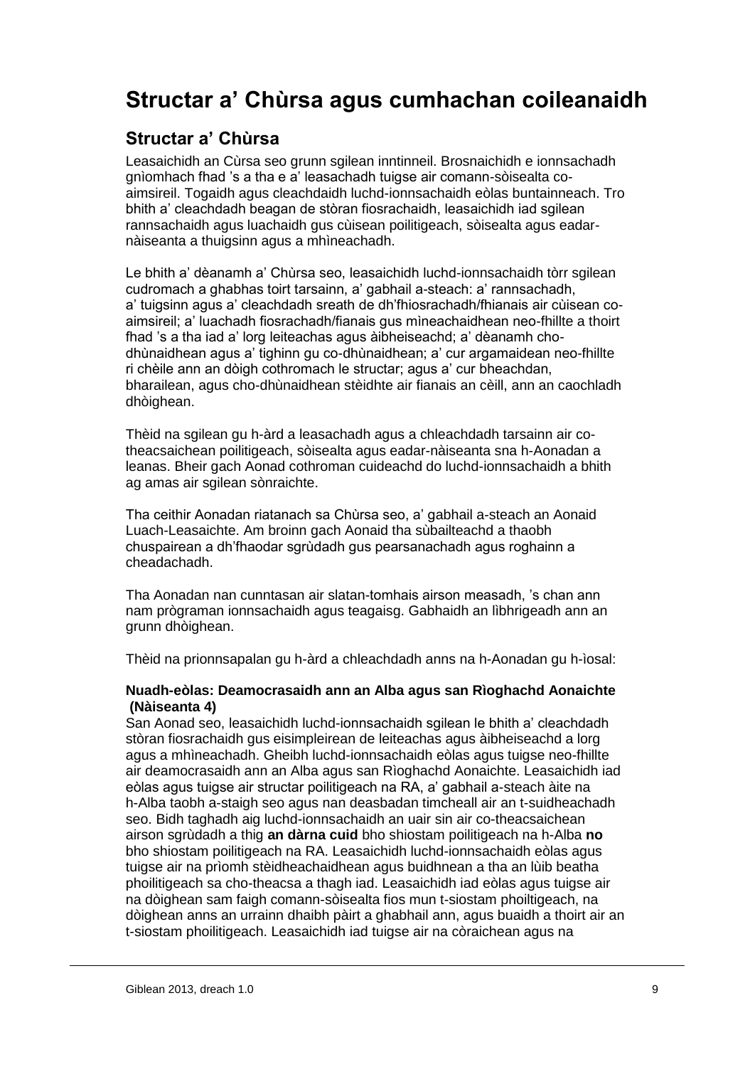# Structar a’ Chùrsa agus cumhachan coileanaidh

## Structar a’ Chùrsa

Leasaichidh an Cùrsa seo grunn sgilean inntinneil. Brosnaichidh e ionnsachadh gnìomhach fhad ’s a tha e a’ leasachadh tuigse air comann-sòisealta co-aimsireil. Togaidh agus cleachdaidh luchd-ionnsachaidh eòlas buntainneach. Tro bhith a’ cleachdadh beagan de stòran fiosrachaidh, leasaichidh iad sgilean rannsachaidh agus luachaidh gus cùisean poilitigeach, sòisealta agus eadar-nàiseanta a thuigsinn agus a mhìneachadh.

Le bhith a’ dèanamh a’ Chùrsa seo, leasaichidh luchd-ionnsachaidh tòrr sgilean cudromach a ghabhas toirt tarsainn, a’ gabhail a-steach: a’ rannsachadh, a’ tuigsinn agus a’ cleachdadh sreath de dh’fhiosrachadh/fhianais air cùisean co-aimsireil; a’ luachadh fiosrachadh/fianais gus mìneachaidhean neo-fhillte a thoirt fhad ’s a tha iad a’ lorg leiteachas agus àibheiseachd; a’ dèanamh cho-dhùnaidhean agus a’ tighinn gu co-dhùnaidhean; a’ cur argamaidean neo-fhillte ri chèile ann an dòigh cothromach le structar; agus a’ cur bheachdan, bharailean, agus cho-dhùnaidhean stèidhte air fianais an cèill, ann an caochladh dhòighean.

Thèid na sgilean gu h-àrd a leasachadh agus a chleachdadh tarsainn air co-theacsaichean poilitigeach, sòisealta agus eadar-nàiseanta sna h-Aonadan a leanas. Bheir gach Aonad cothroman cuideachd do luchd-ionnsachaidh a bhith ag amas air sgilean sònraichte.

Tha ceithir Aonadan riatanach sa Chùrsa seo, a’ gabhail a-steach an Aonaid Luach-Leasaichte. Am broinn gach Aonaid tha sùbailteachd a thaobh chuspairean a dh’fhaodar sgrùdadh gus pearsanachadh agus roghainn a cheadachadh.

Tha Aonadan nan cunntasan air slatan-tomhais airson measadh, ’s chan ann nam prògraman ionnsachaidh agus teagaisg. Gabhaidh an lìbhrigeadh ann an grunn dhòighean.

Thèid na prionnsapalan gu h-àrd a chleachdadh anns na h-Aonadan gu h-ìosal:

**Nuadh-eòlas: Deamocrasaidh ann an Alba agus san Rìoghachd Aonaichte (Nàiseanta 4)**

San Aonad seo, leasaichidh luchd-ionnsachaidh sgilean le bhith a’ cleachdadh stòran fiosrachaidh gus eisimpleirean de leiteachas agus àibheiseachd a lorg agus a mhìneachadh. Gheibh luchd-ionnsachaidh eòlas agus tuigse neo-fhillte air deamocrasaidh ann an Alba agus san Rìoghachd Aonaichte. Leasaichidh iad eòlas agus tuigse air structar poilitigeach na RA, a’ gabhail a-steach àite na h-Alba taobh a-staigh seo agus nan deasbadan timcheall air an t-suidheachadh seo. Bidh taghadh aig luchd-ionnsachaidh an uair sin air co-theacsaichean airson sgrùdadh a thig **an dàrna cuid** bho shiostam poilitigeach na h-Alba **no** bho shiostam poilitigeach na RA. Leasaichidh luchd-ionnsachaidh eòlas agus tuigse air na prìomh stèidheachaidhean agus buidhnean a tha an lùib beatha phoilitigeach sa cho-theacsa a thagh iad. Leasaichidh iad eòlas agus tuigse air na dòighean sam faigh comann-sòisealta fios mun t-siostam phoiltigeach, na dòighean anns an urrainn dhaibh pàirt a ghabhail ann, agus buaidh a thoirt air an t-siostam phoilitigeach. Leasaichidh iad tuigse air na còraichean agus na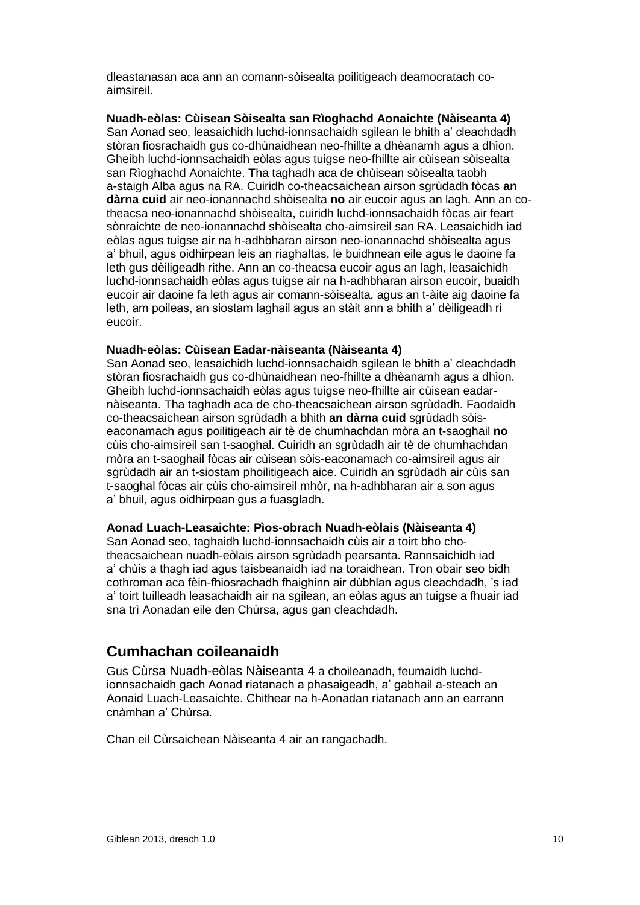dleastanasan aca ann an comann-sòisealta poilitigeach deamocratach co-aimsireil.

**Nuadh-eòlas: Cùisean Sòisealta san Rìoghachd Aonaichte (Nàiseanta 4)**
San Aonad seo, leasaichidh luchd-ionnsachaidh sgilean le bhith a' cleachdadh stòran fiosrachaidh gus co-dhùnaidhean neo-fhillte a dhèanamh agus a dhìon. Gheibh luchd-ionnsachaidh eòlas agus tuigse neo-fhillte air cùisean sòisealta san Rìoghachd Aonaichte. Tha taghadh aca de chùisean sòisealta taobh a-staigh Alba agus na RA. Cuiridh co-theacsaichean airson sgrùdadh fòcas **an dàrna cuid** air neo-ionannachd shòisealta **no** air eucoir agus an lagh. Ann an co-theacsa neo-ionannachd shòisealta, cuiridh luchd-ionnsachaidh fòcas air feart sònraichte de neo-ionannachd shòisealta cho-aimsireil san RA. Leasaichidh iad eòlas agus tuigse air na h-adhbharan airson neo-ionannachd shòisealta agus a' bhuil, agus oidhirpean leis an riaghaltas, le buidhnean eile agus le daoine fa leth gus dèiligeadh rithe. Ann an co-theacsa eucoir agus an lagh, leasaichidh luchd-ionnsachaidh eòlas agus tuigse air na h-adhbharan airson eucoir, buaidh eucoir air daoine fa leth agus air comann-sòisealta, agus an t-àite aig daoine fa leth, am poileas, an siostam laghail agus an stàit ann a bhith a' dèiligeadh ri eucoir.

**Nuadh-eòlas: Cùisean Eadar-nàiseanta (Nàiseanta 4)**
San Aonad seo, leasaichidh luchd-ionnsachaidh sgilean le bhith a' cleachdadh stòran fiosrachaidh gus co-dhùnaidhean neo-fhillte a dhèanamh agus a dhìon. Gheibh luchd-ionnsachaidh eòlas agus tuigse neo-fhillte air cùisean eadar-nàiseanta. Tha taghadh aca de cho-theacsaichean airson sgrùdadh. Faodaidh co-theacsaichean airson sgrùdadh a bhith **an dàrna cuid** sgrùdadh sòis-eaconamach agus poilitigeach air tè de chumhachdan mòra an t-saoghail **no** cùis cho-aimsireil san t-saoghal. Cuiridh an sgrùdadh air tè de chumhachdan mòra an t-saoghail fòcas air cùisean sòis-eaconamach co-aimsireil agus air sgrùdadh air an t-siostam phoilitigeach aice. Cuiridh an sgrùdadh air cùis san t-saoghal fòcas air cùis cho-aimsireil mhòr, na h-adhbharan air a son agus a' bhuil, agus oidhirpean gus a fuasgladh.

**Aonad Luach-Leasaichte: Pìos-obrach Nuadh-eòlais (Nàiseanta 4)**
San Aonad seo, taghaidh luchd-ionnsachaidh cùis air a toirt bho cho-theacsaichean nuadh-eòlais airson sgrùdadh pearsanta. Rannsaichidh iad a' chùis a thagh iad agus taisbeanaidh iad na toraidhean. Tron obair seo bidh cothroman aca fèin-fhiosrachadh fhaighinn air dùbhlan agus cleachdadh, 's iad a' toirt tuilleadh leasachaidh air na sgilean, an eòlas agus an tuigse a fhuair iad sna trì Aonadan eile den Chùrsa, agus gan cleachdadh.

## Cumhachan coileanaidh

Gus Cùrsa Nuadh-eòlas Nàiseanta 4 a choileanadh, feumaidh luchd-ionnsachaidh gach Aonad riatanach a phasaigeadh, a' gabhail a-steach an Aonaid Luach-Leasaichte. Chithear na h-Aonadan riatanach ann an earrann cnàmhan a' Chùrsa.

Chan eil Cùrsaichean Nàiseanta 4 air an rangachadh.

Giblean 2013, dreach 1.0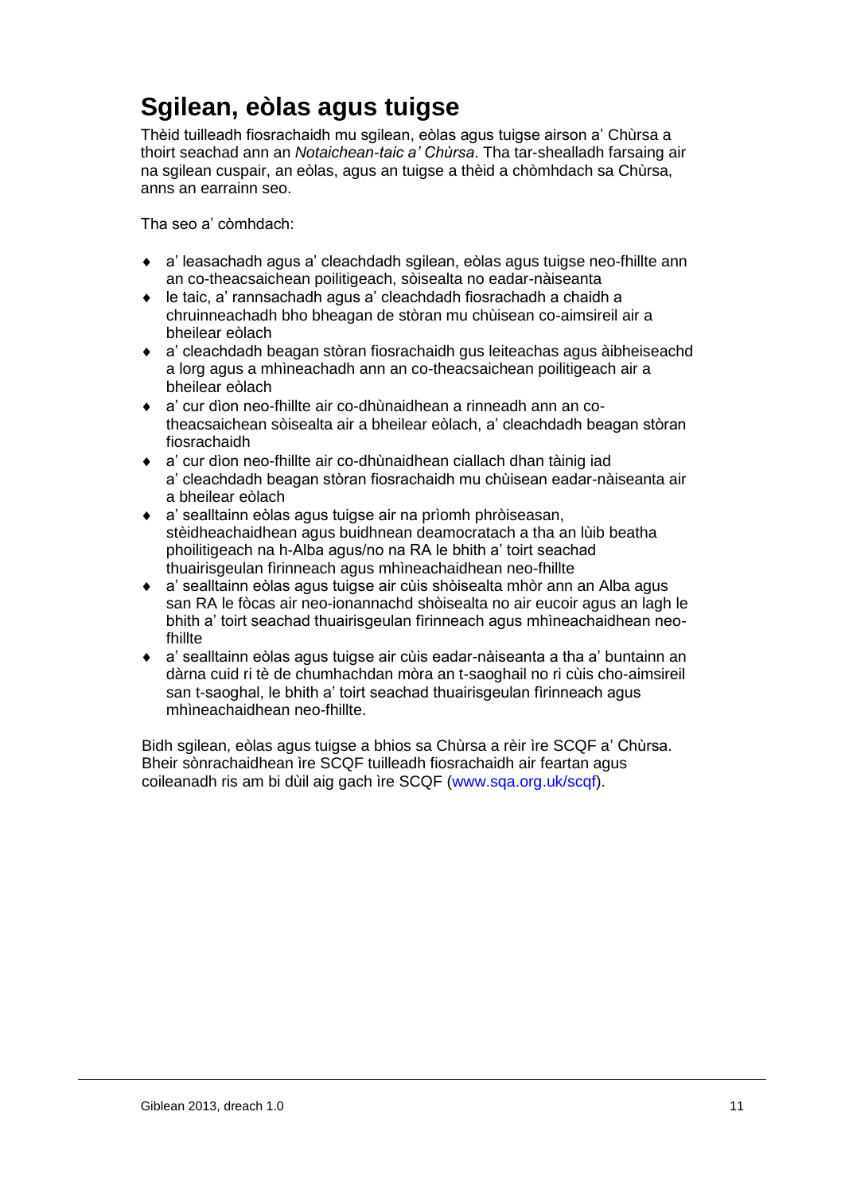# Sgilean, eòlas agus tuigse

Thèid tuilleadh fiosrachaidh mu sgilean, eòlas agus tuigse airson a' Chùrsa a thoirt seachad ann an *Notaichean-taic a' Chùrsa*. Tha tar-shealladh farsaing air na sgilean cuspair, an eòlas, agus an tuigse a thèid a chòmhdach sa Chùrsa, anns an earrainn seo.

Tha seo a' còmhdach:

- a' leasachadh agus a' cleachdadh sgilean, eòlas agus tuigse neo-fhillte ann an co-theacsaichean poilitigeach, sòisealta no eadar-nàiseanta
- le taic, a' rannsachadh agus a' cleachdadh fiosrachadh a chaidh a chruinneachadh bho bheagan de stòran mu chùisean co-aimsireil air a bheilear eòlach
- a' cleachdadh beagan stòran fiosrachaidh gus leiteachas agus àibheiseachd a lorg agus a mhìneachadh ann an co-theacsaichean poilitigeach air a bheilear eòlach
- a' cur dìon neo-fhillte air co-dhùnaidhean a rinneadh ann an co-theacsaichean sòisealta air a bheilear eòlach, a' cleachdadh beagan stòran fiosrachaidh
- a' cur dìon neo-fhillte air co-dhùnaidhean ciallach dhan tàinig iad a' cleachdadh beagan stòran fiosrachaidh mu chùisean eadar-nàiseanta air a bheilear eòlach
- a' sealltainn eòlas agus tuigse air na prìomh phròiseasan, stèidheachaidhean agus buidhnean deamocratach a tha an lùib beatha phoilitigeach na h-Alba agus/no na RA le bhith a' toirt seachad thuairisgeulan fìrinneach agus mhìneachaidhean neo-fhillte
- a' sealltainn eòlas agus tuigse air cùis shòisealta mhòr ann an Alba agus san RA le fòcas air neo-ionannachd shòisealta no air eucoir agus an lagh le bhith a' toirt seachad thuairisgeulan fìrinneach agus mhìneachaidhean neo-fhillte
- a' sealltainn eòlas agus tuigse air cùis eadar-nàiseanta a tha a' buntainn an dàrna cuid ri tè de chumhachdan mòra an t-saoghail no ri cùis cho-aimsireil san t-saoghal, le bhith a' toirt seachad thuairisgeulan fìrinneach agus mhìneachaidhean neo-fhillte.

Bidh sgilean, eòlas agus tuigse a bhios sa Chùrsa a rèir ìre SCQF a' Chùrsa. Bheir sònrachaidhean ìre SCQF tuilleadh fiosrachaidh air feartan agus coileanadh ris am bi dùil aig gach ìre SCQF (www.sqa.org.uk/scqf).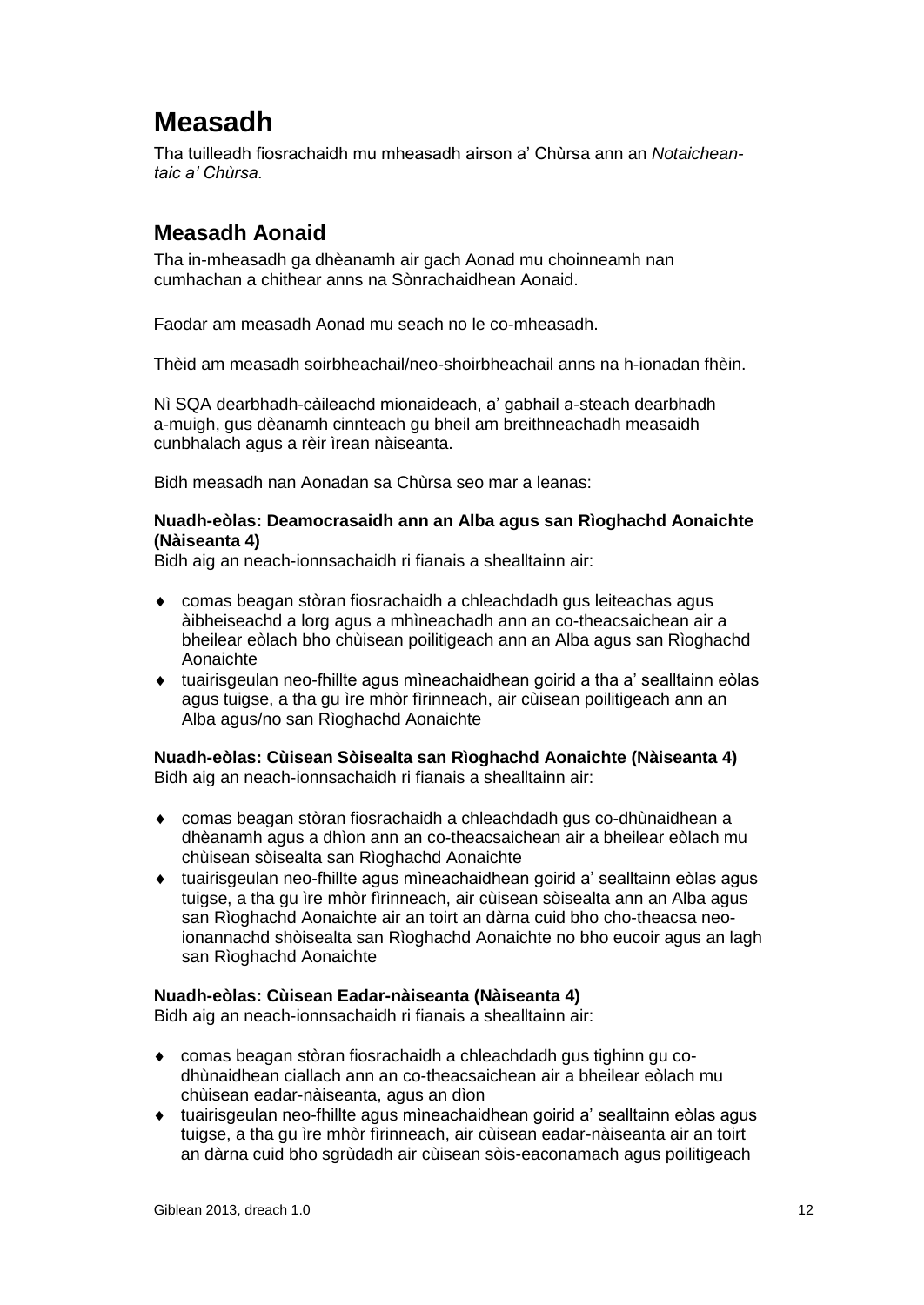# Measadh

Tha tuilleadh fiosrachaidh mu mheasadh airson a' Chùrsa ann an *Notaichean-taic a' Chùrsa*.

## Measadh Aonaid

Tha in-mheasadh ga dhèanamh air gach Aonad mu choinneamh nan cumhachan a chithear anns na Sònrachaidhean Aonaid.

Faodar am measadh Aonad mu seach no le co-mheasadh.

Thèid am measadh soirbheachail/neo-shoirbheachail anns na h-ionadan fhèin.

Nì SQA dearbhadh-càileachd mionaideach, a' gabhail a-steach dearbhadh a-muigh, gus dèanamh cinnteach gu bheil am breithneachadh measaidh cunbhalach agus a rèir ìrean nàiseanta.

Bidh measadh nan Aonadan sa Chùrsa seo mar a leanas:

**Nuadh-eòlas: Deamocrasaidh ann an Alba agus san Rìoghachd Aonaichte (Nàiseanta 4)**
Bidh aig an neach-ionnsachaidh ri fianais a shealltainn air:

- comas beagan stòran fiosrachaidh a chleachdadh gus leiteachas agus àibheiseachd a lorg agus a mhìneachadh ann an co-theacsaichean air a bheilear eòlach bho chùisean poilitigeach ann an Alba agus san Rìoghachd Aonaichte
- tuairisgeulan neo-fhillte agus mìneachaidhean goirid a tha a' sealltainn eòlas agus tuigse, a tha gu ìre mhòr fìrinneach, air cùisean poilitigeach ann an Alba agus/no san Rìoghachd Aonaichte

**Nuadh-eòlas: Cùisean Sòisealta san Rìoghachd Aonaichte (Nàiseanta 4)**
Bidh aig an neach-ionnsachaidh ri fianais a shealltainn air:

- comas beagan stòran fiosrachaidh a chleachdadh gus co-dhùnaidhean a dhèanamh agus a dhìon ann an co-theacsaichean air a bheilear eòlach mu chùisean sòisealta san Rìoghachd Aonaichte
- tuairisgeulan neo-fhillte agus mìneachaidhean goirid a' sealltainn eòlas agus tuigse, a tha gu ìre mhòr fìrinneach, air cùisean sòisealta ann an Alba agus san Rìoghachd Aonaichte air an toirt an dàrna cuid bho cho-theacsa neo-ionannachd shòisealta san Rìoghachd Aonaichte no bho eucoir agus an lagh san Rìoghachd Aonaichte

**Nuadh-eòlas: Cùisean Eadar-nàiseanta (Nàiseanta 4)**
Bidh aig an neach-ionnsachaidh ri fianais a shealltainn air:

- comas beagan stòran fiosrachaidh a chleachdadh gus tighinn gu co-dhùnaidhean ciallach ann an co-theacsaichean air a bheilear eòlach mu chùisean eadar-nàiseanta, agus an dìon
- tuairisgeulan neo-fhillte agus mìneachaidhean goirid a' sealltainn eòlas agus tuigse, a tha gu ìre mhòr fìrinneach, air cùisean eadar-nàiseanta air an toirt an dàrna cuid bho sgrùdadh air cùisean sòis-eaconamach agus poilitigeach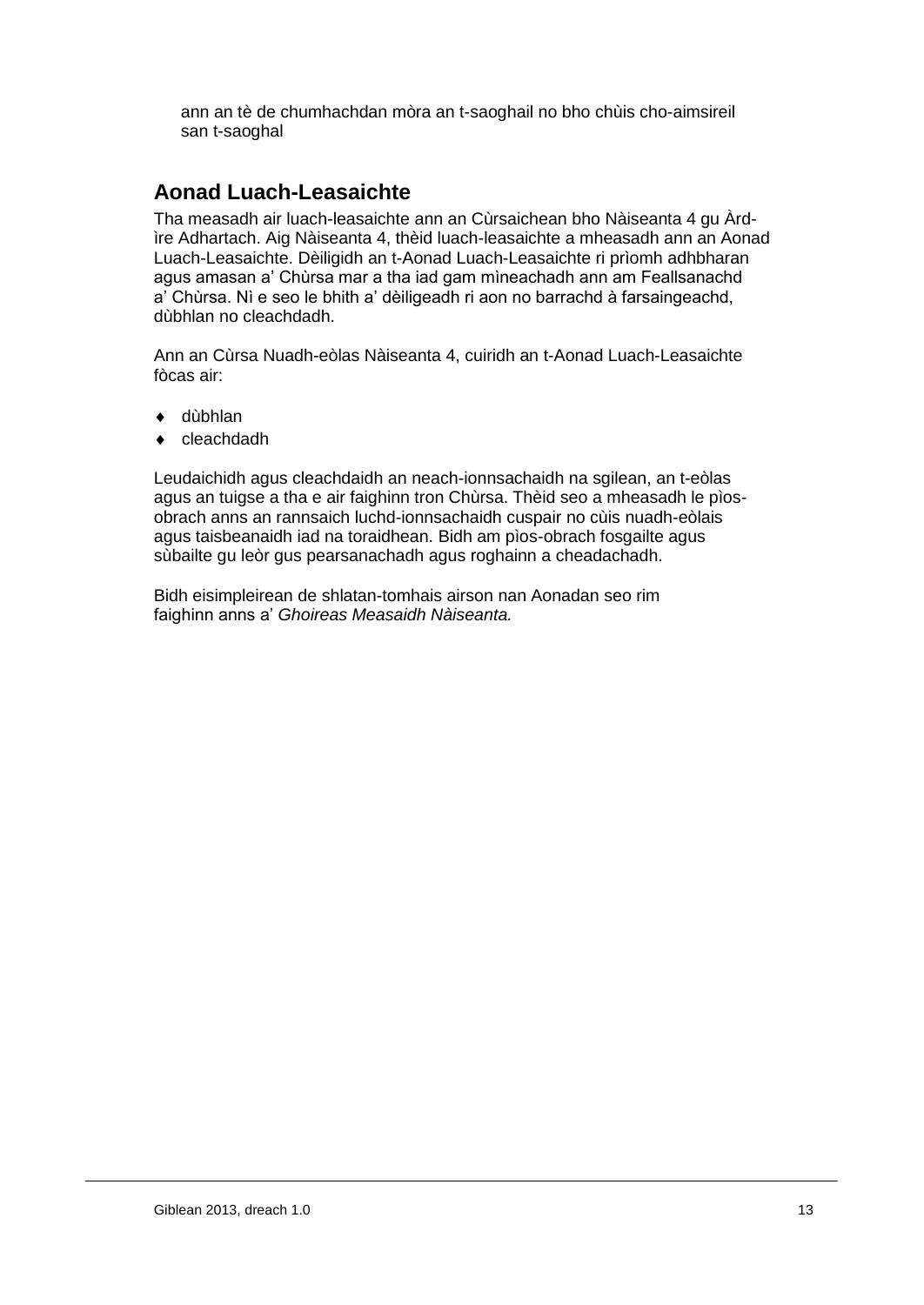ann an tè de chumhachdan mòra an t-saoghail no bho chùis cho-aimsireil san t-saoghal

## Aonad Luach-Leasaichte

Tha measadh air luach-leasaichte ann an Cùrsaichean bho Nàiseanta 4 gu Àrd-ìre Adhartach. Aig Nàiseanta 4, thèid luach-leasaichte a mheasadh ann an Aonad Luach-Leasaichte. Dèiligidh an t-Aonad Luach-Leasaichte ri prìomh adhbharan agus amasan a' Chùrsa mar a tha iad gam mìneachadh ann am Feallsanachd a' Chùrsa. Nì e seo le bhith a' dèiligeadh ri aon no barrachd à farsaingeachd, dùbhlan no cleachdadh.

Ann an Cùrsa Nuadh-eòlas Nàiseanta 4, cuiridh an t-Aonad Luach-Leasaichte fòcas air:

- dùbhlan
- cleachdadh

Leudaichidh agus cleachdaidh an neach-ionnsachaidh na sgilean, an t-eòlas agus an tuigse a tha e air faighinn tron Chùrsa. Thèid seo a mheasadh le pìos-obrach anns an rannsaich luchd-ionnsachaidh cuspair no cùis nuadh-eòlais agus taisbeanaidh iad na toraidhean. Bidh am pìos-obrach fosgailte agus sùbailte gu leòr gus pearsanachadh agus roghainn a cheadachadh.

Bidh eisimpleirean de shlatan-tomhais airson nan Aonadan seo rim faighinn anns a' *Ghoireas Measaidh Nàiseanta.*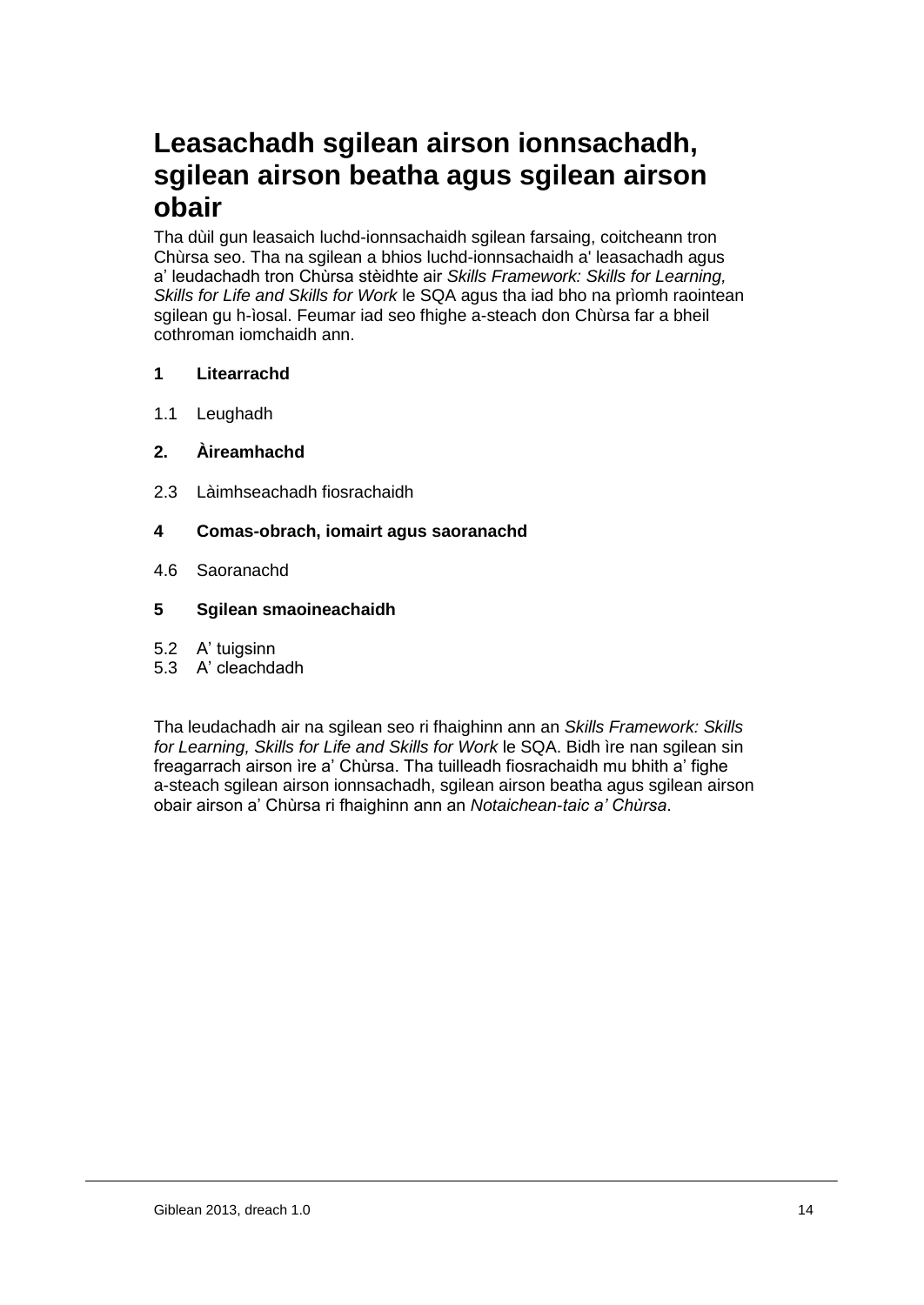# Leasachadh sgilean airson ionnsachadh, sgilean airson beatha agus sgilean airson obair

Tha dùil gun leasaich luchd-ionnsachaidh sgilean farsaing, coitcheann tron Chùrsa seo. Tha na sgilean a bhios luchd-ionnsachaidh a' leasachadh agus a' leudachadh tron Chùrsa stèidhte air *Skills Framework: Skills for Learning, Skills for Life and Skills for Work* le SQA agus tha iad bho na prìomh raointean sgilean gu h-ìosal. Feumar iad seo fhighe a-steach don Chùrsa far a bheil cothroman iomchaidh ann.

**1 Litearrachd**

1.1 Leughadh

**2. Àireamhachd**

2.3 Làimhseachadh fiosrachaidh

**4 Comas-obrach, iomairt agus saoranachd**

4.6 Saoranachd

**5 Sgilean smaoineachaidh**

5.2 A' tuigsinn
5.3 A' cleachdadh

Tha leudachadh air na sgilean seo ri fhaighinn ann an *Skills Framework: Skills for Learning, Skills for Life and Skills for Work* le SQA. Bidh ìre nan sgilean sin freagarrach airson ìre a' Chùrsa. Tha tuilleadh fiosrachaidh mu bhith a' fighe a-steach sgilean airson ionnsachadh, sgilean airson beatha agus sgilean airson obair airson a' Chùrsa ri fhaighinn ann an *Notaichean-taic a' Chùrsa*.

Giblean 2013, dreach 1.0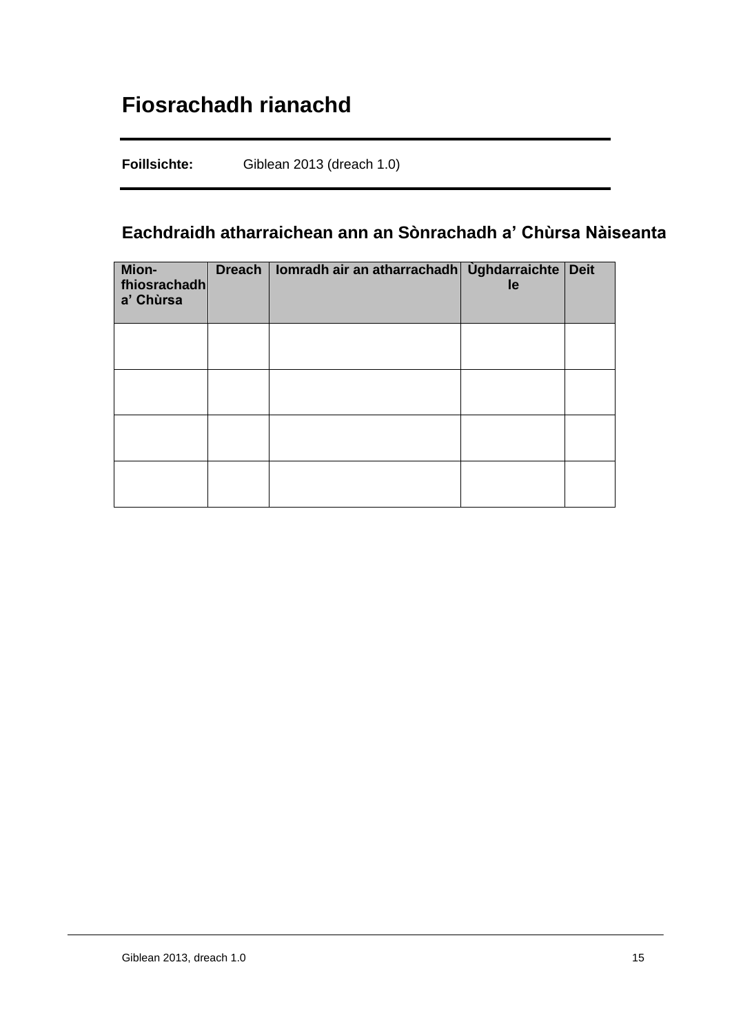# Fiosrachadh rianachd

**Foillsichte:** Giblean 2013 (dreach 1.0)

## Eachdraidh atharraichean ann an Sònrachadh a' Chùrsa Nàiseanta

| Mion-fhiosrachadh a' Chùrsa | Dreach | Iomradh air an atharrachadh | Ùghdarraichte le | Deit |
|---|---|---|---|---|
| | | | | |
| | | | | |
| | | | | |
| | | | | |